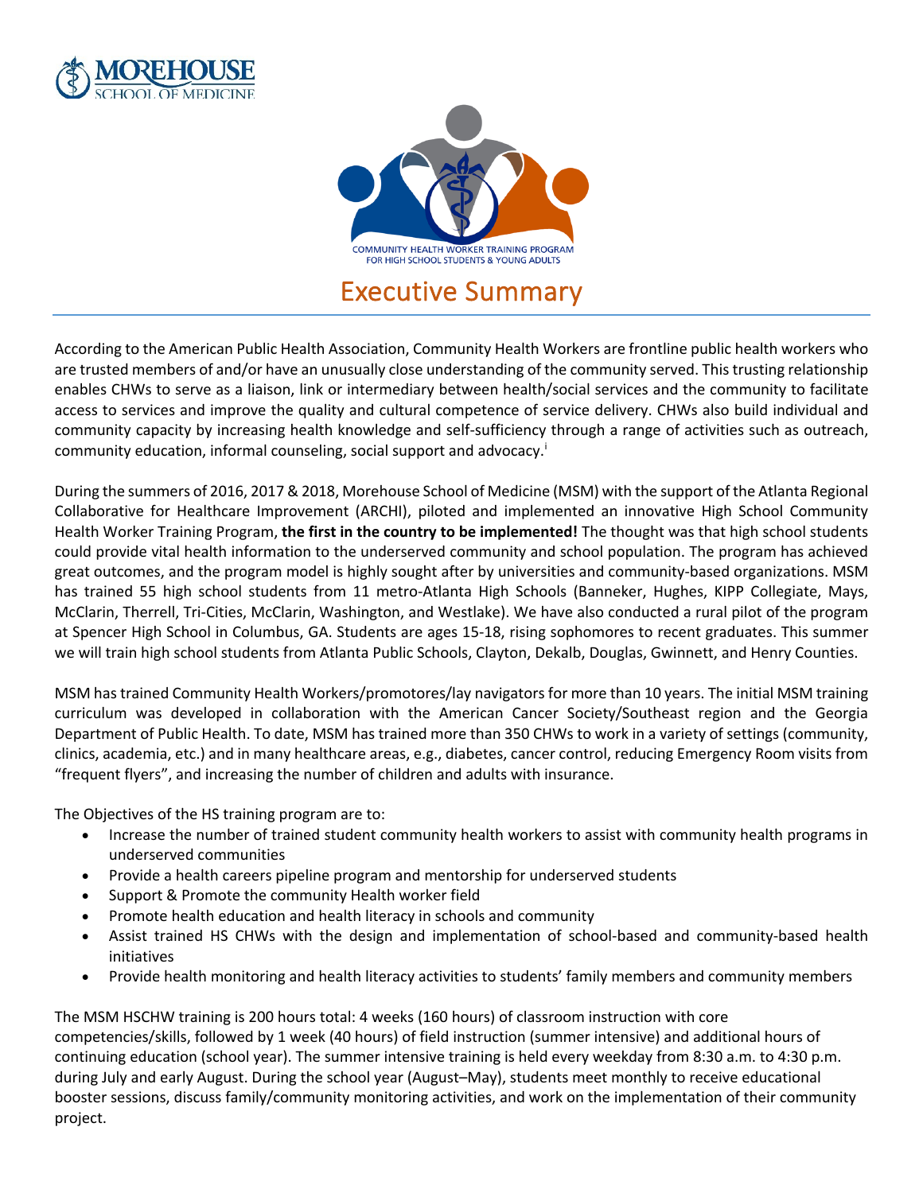MOREHOUSE SCHOOL OF MEDICINE

COMMUNITY HEALTH WORKER TRAINING PROGRAM
FOR HIGH SCHOOL STUDENTS & YOUNG ADULTS

# Executive Summary

According to the American Public Health Association, Community Health Workers are frontline public health workers who are trusted members of and/or have an unusually close understanding of the community served. This trusting relationship enables CHWs to serve as a liaison, link or intermediary between health/social services and the community to facilitate access to services and improve the quality and cultural competence of service delivery. CHWs also build individual and community capacity by increasing health knowledge and self-sufficiency through a range of activities such as outreach, community education, informal counseling, social support and advocacy.[i]

During the summers of 2016, 2017 & 2018, Morehouse School of Medicine (MSM) with the support of the Atlanta Regional Collaborative for Healthcare Improvement (ARCHI), piloted and implemented an innovative High School Community Health Worker Training Program, **the first in the country to be implemented!** The thought was that high school students could provide vital health information to the underserved community and school population. The program has achieved great outcomes, and the program model is highly sought after by universities and community-based organizations. MSM has trained 55 high school students from 11 metro-Atlanta High Schools (Banneker, Hughes, KIPP Collegiate, Mays, McClarin, Therrell, Tri-Cities, McClarin, Washington, and Westlake). We have also conducted a rural pilot of the program at Spencer High School in Columbus, GA. Students are ages 15-18, rising sophomores to recent graduates. This summer we will train high school students from Atlanta Public Schools, Clayton, Dekalb, Douglas, Gwinnett, and Henry Counties.

MSM has trained Community Health Workers/promotores/lay navigators for more than 10 years. The initial MSM training curriculum was developed in collaboration with the American Cancer Society/Southeast region and the Georgia Department of Public Health. To date, MSM has trained more than 350 CHWs to work in a variety of settings (community, clinics, academia, etc.) and in many healthcare areas, e.g., diabetes, cancer control, reducing Emergency Room visits from "frequent flyers", and increasing the number of children and adults with insurance.

The Objectives of the HS training program are to:

- Increase the number of trained student community health workers to assist with community health programs in underserved communities
- Provide a health careers pipeline program and mentorship for underserved students
- Support & Promote the community Health worker field
- Promote health education and health literacy in schools and community
- Assist trained HS CHWs with the design and implementation of school-based and community-based health initiatives
- Provide health monitoring and health literacy activities to students' family members and community members

The MSM HSCHW training is 200 hours total: 4 weeks (160 hours) of classroom instruction with core competencies/skills, followed by 1 week (40 hours) of field instruction (summer intensive) and additional hours of continuing education (school year). The summer intensive training is held every weekday from 8:30 a.m. to 4:30 p.m. during July and early August. During the school year (August–May), students meet monthly to receive educational booster sessions, discuss family/community monitoring activities, and work on the implementation of their community project.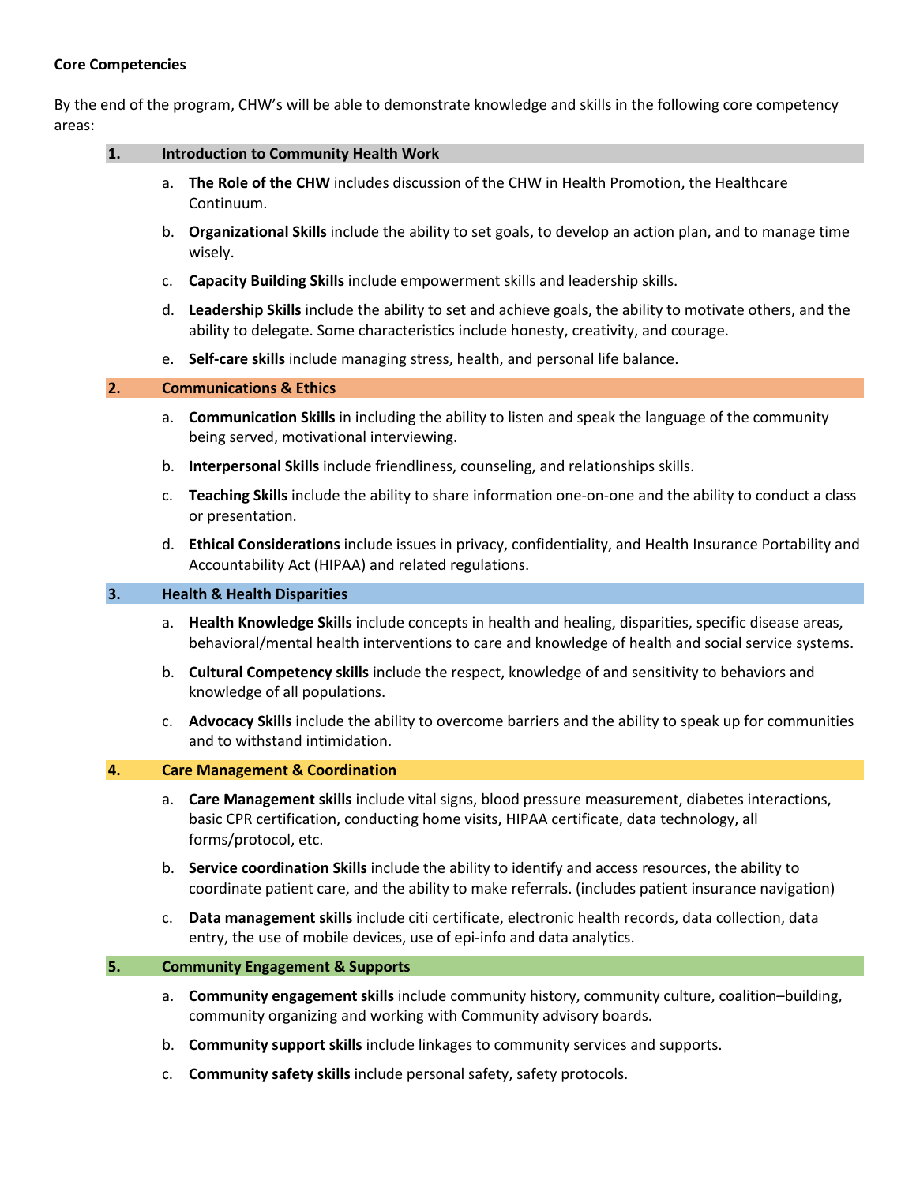**Core Competencies**

By the end of the program, CHW's will be able to demonstrate knowledge and skills in the following core competency areas:

**1. Introduction to Community Health Work**

a. **The Role of the CHW** includes discussion of the CHW in Health Promotion, the Healthcare Continuum.

b. **Organizational Skills** include the ability to set goals, to develop an action plan, and to manage time wisely.

c. **Capacity Building Skills** include empowerment skills and leadership skills.

d. **Leadership Skills** include the ability to set and achieve goals, the ability to motivate others, and the ability to delegate. Some characteristics include honesty, creativity, and courage.

e. **Self-care skills** include managing stress, health, and personal life balance.

**2. Communications & Ethics**

a. **Communication Skills** in including the ability to listen and speak the language of the community being served, motivational interviewing.

b. **Interpersonal Skills** include friendliness, counseling, and relationships skills.

c. **Teaching Skills** include the ability to share information one-on-one and the ability to conduct a class or presentation.

d. **Ethical Considerations** include issues in privacy, confidentiality, and Health Insurance Portability and Accountability Act (HIPAA) and related regulations.

**3. Health & Health Disparities**

a. **Health Knowledge Skills** include concepts in health and healing, disparities, specific disease areas, behavioral/mental health interventions to care and knowledge of health and social service systems.

b. **Cultural Competency skills** include the respect, knowledge of and sensitivity to behaviors and knowledge of all populations.

c. **Advocacy Skills** include the ability to overcome barriers and the ability to speak up for communities and to withstand intimidation.

**4. Care Management & Coordination**

a. **Care Management skills** include vital signs, blood pressure measurement, diabetes interactions, basic CPR certification, conducting home visits, HIPAA certificate, data technology, all forms/protocol, etc.

b. **Service coordination Skills** include the ability to identify and access resources, the ability to coordinate patient care, and the ability to make referrals. (includes patient insurance navigation)

c. **Data management skills** include citi certificate, electronic health records, data collection, data entry, the use of mobile devices, use of epi-info and data analytics.

**5. Community Engagement & Supports**

a. **Community engagement skills** include community history, community culture, coalition–building, community organizing and working with Community advisory boards.

b. **Community support skills** include linkages to community services and supports.

c. **Community safety skills** include personal safety, safety protocols.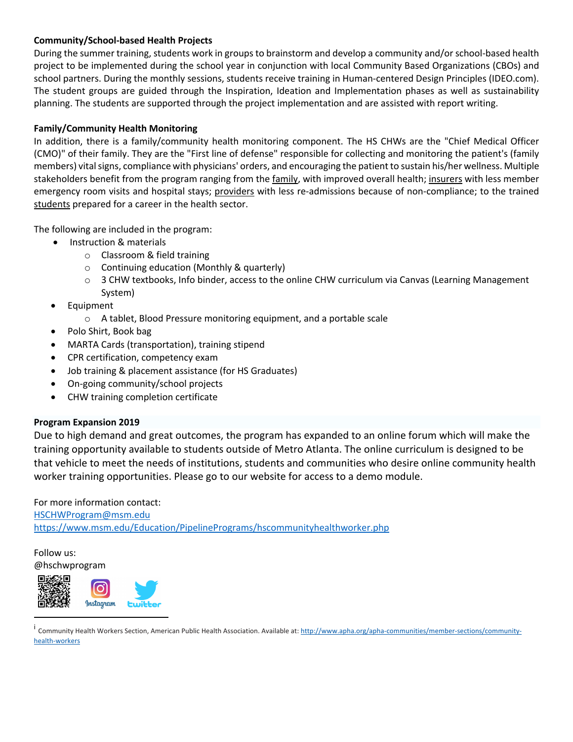**Community/School-based Health Projects**

During the summer training, students work in groups to brainstorm and develop a community and/or school-based health project to be implemented during the school year in conjunction with local Community Based Organizations (CBOs) and school partners. During the monthly sessions, students receive training in Human-centered Design Principles (IDEO.com). The student groups are guided through the Inspiration, Ideation and Implementation phases as well as sustainability planning. The students are supported through the project implementation and are assisted with report writing.

**Family/Community Health Monitoring**

In addition, there is a family/community health monitoring component. The HS CHWs are the "Chief Medical Officer (CMO)" of their family. They are the "First line of defense" responsible for collecting and monitoring the patient's (family members) vital signs, compliance with physicians' orders, and encouraging the patient to sustain his/her wellness. Multiple stakeholders benefit from the program ranging from the family, with improved overall health; insurers with less member emergency room visits and hospital stays; providers with less re-admissions because of non-compliance; to the trained students prepared for a career in the health sector.

The following are included in the program:

- Instruction & materials
  - Classroom & field training
  - Continuing education (Monthly & quarterly)
  - 3 CHW textbooks, Info binder, access to the online CHW curriculum via Canvas (Learning Management System)
- Equipment
  - A tablet, Blood Pressure monitoring equipment, and a portable scale
- Polo Shirt, Book bag
- MARTA Cards (transportation), training stipend
- CPR certification, competency exam
- Job training & placement assistance (for HS Graduates)
- On-going community/school projects
- CHW training completion certificate

**Program Expansion 2019**

Due to high demand and great outcomes, the program has expanded to an online forum which will make the training opportunity available to students outside of Metro Atlanta. The online curriculum is designed to be that vehicle to meet the needs of institutions, students and communities who desire online community health worker training opportunities. Please go to our website for access to a demo module.

For more information contact:
HSCHWProgram@msm.edu
https://www.msm.edu/Education/PipelinePrograms/hscommunityhealthworker.php

Follow us:
@hschwprogram

Instagram Twitter

---

[i] Community Health Workers Section, American Public Health Association. Available at: http://www.apha.org/apha-communities/member-sections/community-health-workers